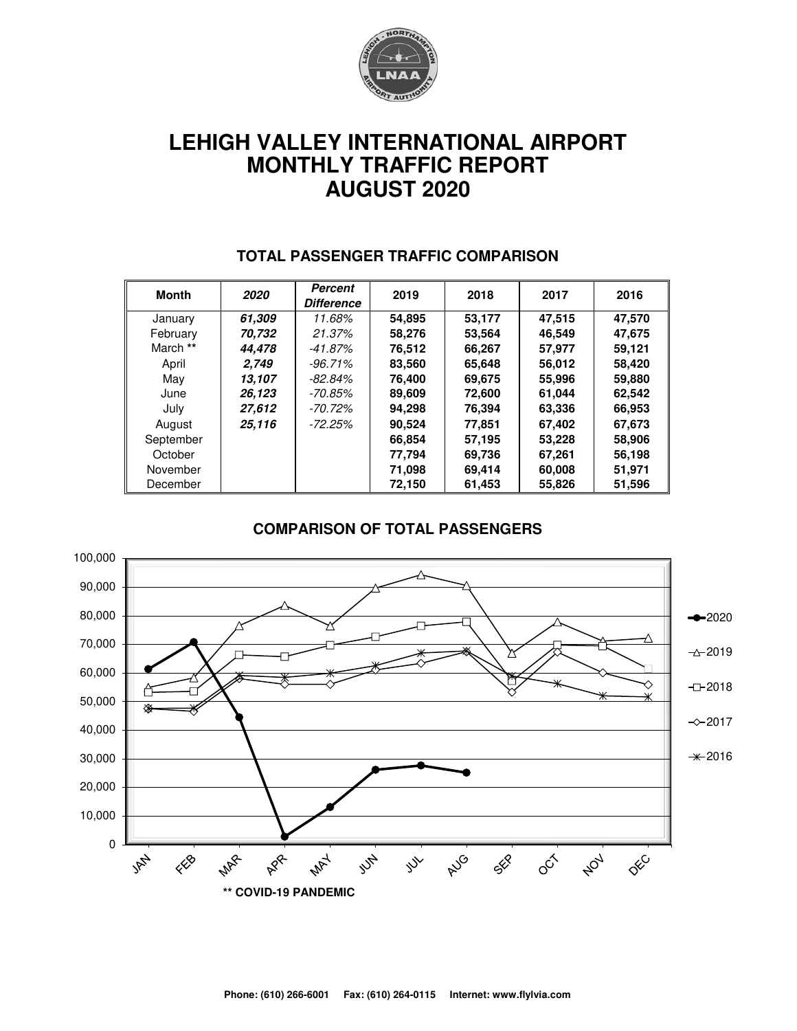# LEHIGH VALLEY INTERNATIONAL AIRPORT
# MONTHLY TRAFFIC REPORT
# AUGUST 2020

## TOTAL PASSENGER TRAFFIC COMPARISON

| Month | *2020* | *Percent Difference* | 2019 | 2018 | 2017 | 2016 |
|---|---|---|---|---|---|---|
| January | ***61,309*** | *11.68%* | **54,895** | **53,177** | **47,515** | **47,570** |
| February | ***70,732*** | *21.37%* | **58,276** | **53,564** | **46,549** | **47,675** |
| March ** | ***44,478*** | *-41.87%* | **76,512** | **66,267** | **57,977** | **59,121** |
| April | ***2,749*** | *-96.71%* | **83,560** | **65,648** | **56,012** | **58,420** |
| May | ***13,107*** | *-82.84%* | **76,400** | **69,675** | **55,996** | **59,880** |
| June | ***26,123*** | *-70.85%* | **89,609** | **72,600** | **61,044** | **62,542** |
| July | ***27,612*** | *-70.72%* | **94,298** | **76,394** | **63,336** | **66,953** |
| August | ***25,116*** | *-72.25%* | **90,524** | **77,851** | **67,402** | **67,673** |
| September | | | **66,854** | **57,195** | **53,228** | **58,906** |
| October | | | **77,794** | **69,736** | **67,261** | **56,198** |
| November | | | **71,098** | **69,414** | **60,008** | **51,971** |
| December | | | **72,150** | **61,453** | **55,826** | **51,596** |

## COMPARISON OF TOTAL PASSENGERS

**** COVID-19 PANDEMIC**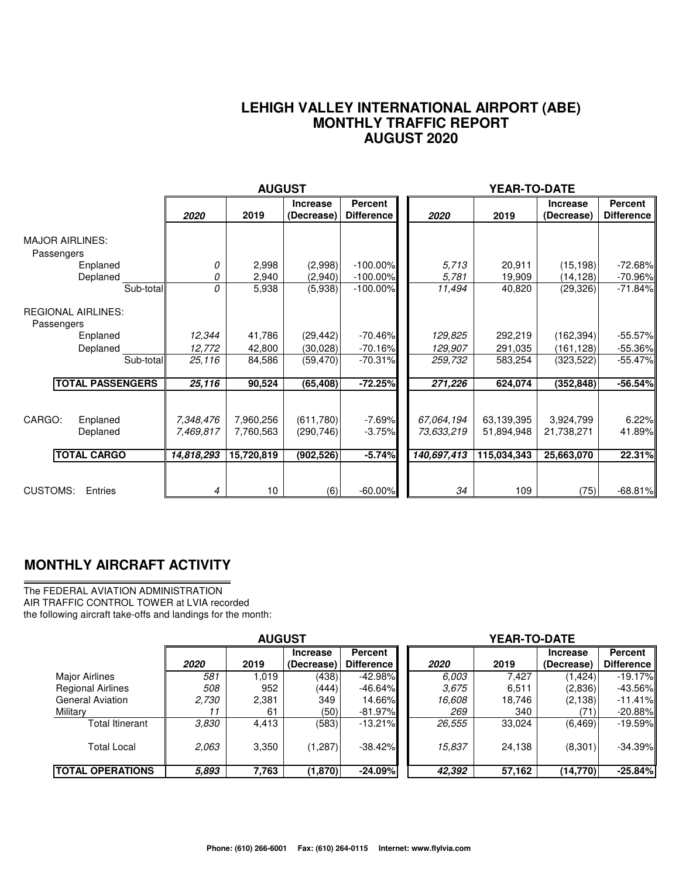# LEHIGH VALLEY INTERNATIONAL AIRPORT (ABE)
## MONTHLY TRAFFIC REPORT
## AUGUST 2020

| | AUGUST | | | | YEAR-TO-DATE | | | |
|---|---|---|---|---|---|---|---|---|
| | *2020* | 2019 | Increase (Decrease) | Percent Difference | *2020* | 2019 | Increase (Decrease) | Percent Difference |
| **MAJOR AIRLINES:** | | | | | | | | |
| Passengers | | | | | | | | |
| Enplaned | *0* | 2,998 | (2,998) | -100.00% | *5,713* | 20,911 | (15,198) | -72.68% |
| Deplaned | *0* | 2,940 | (2,940) | -100.00% | *5,781* | 19,909 | (14,128) | -70.96% |
| Sub-total | *0* | 5,938 | (5,938) | -100.00% | *11,494* | 40,820 | (29,326) | -71.84% |
| **REGIONAL AIRLINES:** | | | | | | | | |
| Passengers | | | | | | | | |
| Enplaned | *12,344* | 41,786 | (29,442) | -70.46% | *129,825* | 292,219 | (162,394) | -55.57% |
| Deplaned | *12,772* | 42,800 | (30,028) | -70.16% | *129,907* | 291,035 | (161,128) | -55.36% |
| Sub-total | *25,116* | 84,586 | (59,470) | -70.31% | *259,732* | 583,254 | (323,522) | -55.47% |
| **TOTAL PASSENGERS** | ***25,116*** | **90,524** | **(65,408)** | **-72.25%** | ***271,226*** | **624,074** | **(352,848)** | **-56.54%** |
| CARGO: Enplaned | *7,348,476* | 7,960,256 | (611,780) | -7.69% | *67,064,194* | 63,139,395 | 3,924,799 | 6.22% |
| Deplaned | *7,469,817* | 7,760,563 | (290,746) | -3.75% | *73,633,219* | 51,894,948 | 21,738,271 | 41.89% |
| **TOTAL CARGO** | ***14,818,293*** | **15,720,819** | **(902,526)** | **-5.74%** | ***140,697,413*** | **115,034,343** | **25,663,070** | **22.31%** |
| CUSTOMS: Entries | *4* | 10 | (6) | -60.00% | *34* | 109 | (75) | -68.81% |

## MONTHLY AIRCRAFT ACTIVITY

The FEDERAL AVIATION ADMINISTRATION
AIR TRAFFIC CONTROL TOWER at LVIA recorded
the following aircraft take-offs and landings for the month:

| | AUGUST | | | | YEAR-TO-DATE | | | |
|---|---|---|---|---|---|---|---|---|
| | *2020* | 2019 | Increase (Decrease) | Percent Difference | *2020* | 2019 | Increase (Decrease) | Percent Difference |
| Major Airlines | *581* | 1,019 | (438) | -42.98% | *6,003* | 7,427 | (1,424) | -19.17% |
| Regional Airlines | *508* | 952 | (444) | -46.64% | *3,675* | 6,511 | (2,836) | -43.56% |
| General Aviation | *2,730* | 2,381 | 349 | 14.66% | *16,608* | 18,746 | (2,138) | -11.41% |
| Military | *11* | 61 | (50) | -81.97% | *269* | 340 | (71) | -20.88% |
| Total Itinerant | *3,830* | 4,413 | (583) | -13.21% | *26,555* | 33,024 | (6,469) | -19.59% |
| Total Local | *2,063* | 3,350 | (1,287) | -38.42% | *15,837* | 24,138 | (8,301) | -34.39% |
| **TOTAL OPERATIONS** | ***5,893*** | **7,763** | **(1,870)** | **-24.09%** | ***42,392*** | **57,162** | **(14,770)** | **-25.84%** |

**Phone: (610) 266-6001 Fax: (610) 264-0115 Internet: www.flylvia.com**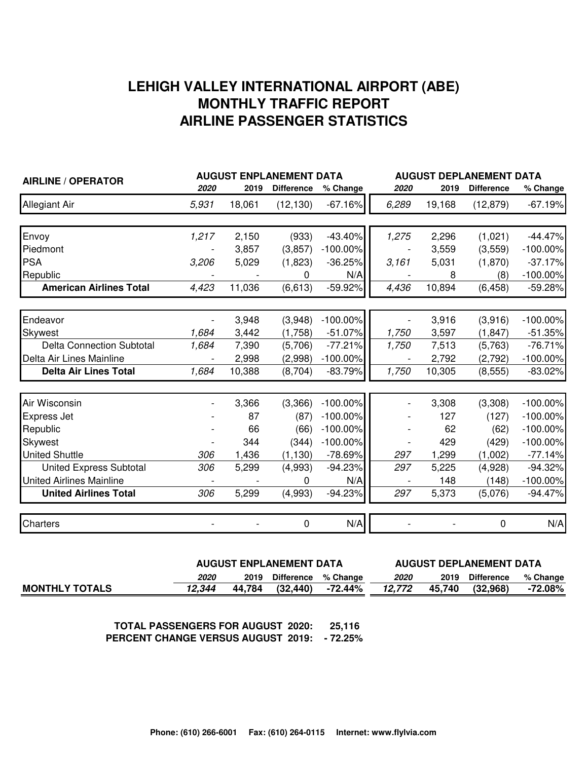# LEHIGH VALLEY INTERNATIONAL AIRPORT (ABE)
# MONTHLY TRAFFIC REPORT
# AIRLINE PASSENGER STATISTICS

| AIRLINE / OPERATOR | AUGUST ENPLANEMENT DATA | | | | AUGUST DEPLANEMENT DATA | | | |
|---|---|---|---|---|---|---|---|---|
| | *2020* | 2019 | Difference | % Change | *2020* | 2019 | Difference | % Change |
| Allegiant Air | *5,931* | 18,061 | (12,130) | -67.16% | *6,289* | 19,168 | (12,879) | -67.19% |
| | | | | | | | | |
| Envoy | *1,217* | 2,150 | (933) | -43.40% | *1,275* | 2,296 | (1,021) | -44.47% |
| Piedmont | - | 3,857 | (3,857) | -100.00% | - | 3,559 | (3,559) | -100.00% |
| PSA | *3,206* | 5,029 | (1,823) | -36.25% | *3,161* | 5,031 | (1,870) | -37.17% |
| Republic | - | - | 0 | N/A | - | 8 | (8) | -100.00% |
| **American Airlines Total** | *4,423* | 11,036 | (6,613) | -59.92% | *4,436* | 10,894 | (6,458) | -59.28% |
| | | | | | | | | |
| Endeavor | - | 3,948 | (3,948) | -100.00% | - | 3,916 | (3,916) | -100.00% |
| Skywest | *1,684* | 3,442 | (1,758) | -51.07% | *1,750* | 3,597 | (1,847) | -51.35% |
| Delta Connection Subtotal | *1,684* | 7,390 | (5,706) | -77.21% | *1,750* | 7,513 | (5,763) | -76.71% |
| Delta Air Lines Mainline | - | 2,998 | (2,998) | -100.00% | - | 2,792 | (2,792) | -100.00% |
| **Delta Air Lines Total** | *1,684* | 10,388 | (8,704) | -83.79% | *1,750* | 10,305 | (8,555) | -83.02% |
| | | | | | | | | |
| Air Wisconsin | - | 3,366 | (3,366) | -100.00% | - | 3,308 | (3,308) | -100.00% |
| Express Jet | - | 87 | (87) | -100.00% | - | 127 | (127) | -100.00% |
| Republic | - | 66 | (66) | -100.00% | - | 62 | (62) | -100.00% |
| Skywest | - | 344 | (344) | -100.00% | - | 429 | (429) | -100.00% |
| United Shuttle | *306* | 1,436 | (1,130) | -78.69% | *297* | 1,299 | (1,002) | -77.14% |
| United Express Subtotal | *306* | 5,299 | (4,993) | -94.23% | *297* | 5,225 | (4,928) | -94.32% |
| United Airlines Mainline | - | - | 0 | N/A | - | 148 | (148) | -100.00% |
| **United Airlines Total** | *306* | 5,299 | (4,993) | -94.23% | *297* | 5,373 | (5,076) | -94.47% |
| | | | | | | | | |
| Charters | - | - | 0 | N/A | - | - | 0 | N/A |

| | AUGUST ENPLANEMENT DATA | | | | AUGUST DEPLANEMENT DATA | | | |
|---|---|---|---|---|---|---|---|---|
| | *2020* | 2019 | Difference | % Change | *2020* | 2019 | Difference | % Change |
| **MONTHLY TOTALS** | ***12,344*** | **44,784** | **(32,440)** | **-72.44%** | ***12,772*** | **45,740** | **(32,968)** | **-72.08%** |

**TOTAL PASSENGERS FOR AUGUST 2020: 25,116**
**PERCENT CHANGE VERSUS AUGUST 2019: - 72.25%**

**Phone: (610) 266-6001 Fax: (610) 264-0115 Internet: www.flylvia.com**